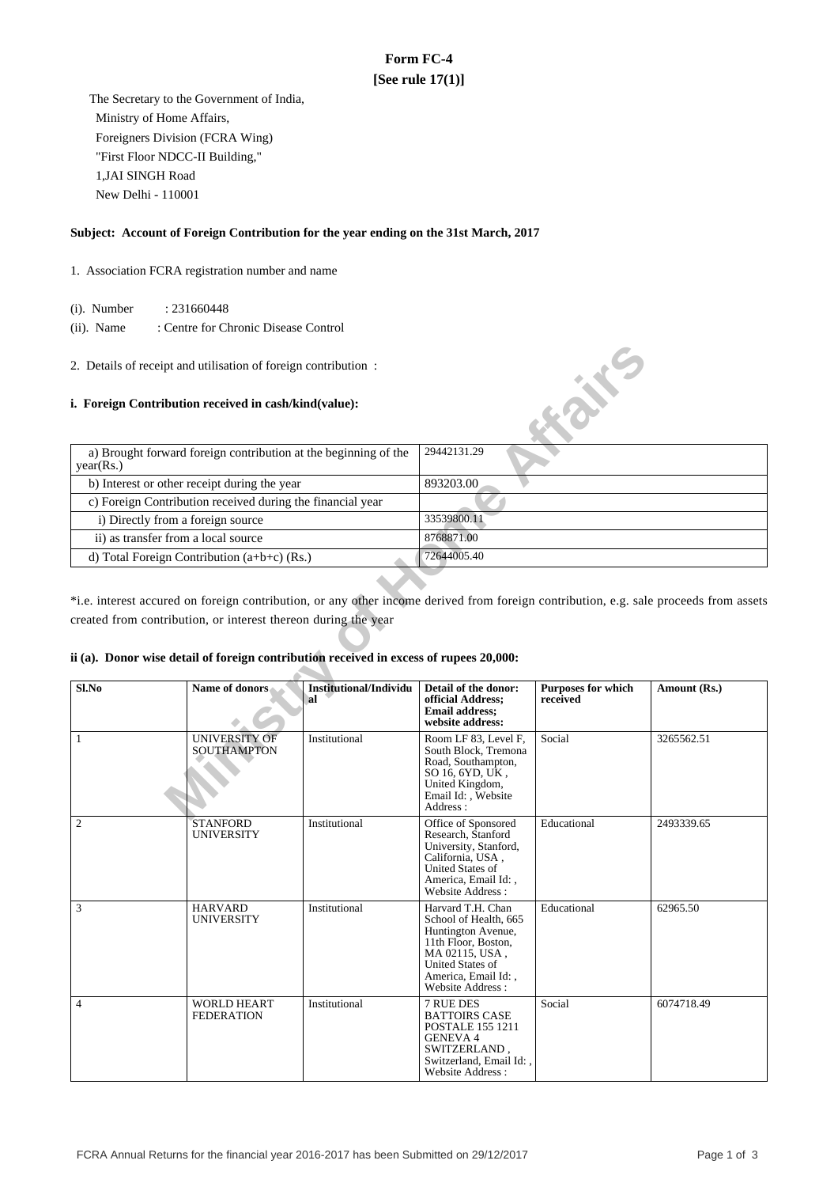# Form FC-4

**[See rule 17(1)]**

The Secretary to the Government of India,
Ministry of Home Affairs,
Foreigners Division (FCRA Wing)
"First Floor NDCC-II Building,"
1,JAI SINGH Road
New Delhi - 110001

**Subject: Account of Foreign Contribution for the year ending on the 31st March, 2017**

1. Association FCRA registration number and name

(i). Number : 231660448

(ii). Name : Centre for Chronic Disease Control

2. Details of receipt and utilisation of foreign contribution :

**i. Foreign Contribution received in cash/kind(value):**

| | |
|---|---|
| a) Brought forward foreign contribution at the beginning of the year(Rs.) | 29442131.29 |
| b) Interest or other receipt during the year | 893203.00 |
| c) Foreign Contribution received during the financial year | |
| i) Directly from a foreign source | 33539800.11 |
| ii) as transfer from a local source | 8768871.00 |
| d) Total Foreign Contribution (a+b+c) (Rs.) | 72644005.40 |

*i.e. interest accured on foreign contribution, or any other income derived from foreign contribution, e.g. sale proceeds from assets created from contribution, or interest thereon during the year

**ii (a). Donor wise detail of foreign contribution received in excess of rupees 20,000:**

| Sl.No | Name of donors | Institutional/Individual | Detail of the donor: official Address; Email address; website address: | Purposes for which received | Amount (Rs.) |
|---|---|---|---|---|---|
| 1 | UNIVERSITY OF SOUTHAMPTON | Institutional | Room LF 83, Level F, South Block, Tremona Road, Southampton, SO 16, 6YD, UK , United Kingdom, Email Id: , Website Address : | Social | 3265562.51 |
| 2 | STANFORD UNIVERSITY | Institutional | Office of Sponsored Research, Stanford University, Stanford, California, USA , United States of America, Email Id: , Website Address : | Educational | 2493339.65 |
| 3 | HARVARD UNIVERSITY | Institutional | Harvard T.H. Chan School of Health, 665 Huntington Avenue, 11th Floor, Boston, MA 02115, USA , United States of America, Email Id: , Website Address : | Educational | 62965.50 |
| 4 | WORLD HEART FEDERATION | Institutional | 7 RUE DES BATTOIRS CASE POSTALE 155 1211 GENEVA 4 SWITZERLAND , Switzerland, Email Id: , Website Address : | Social | 6074718.49 |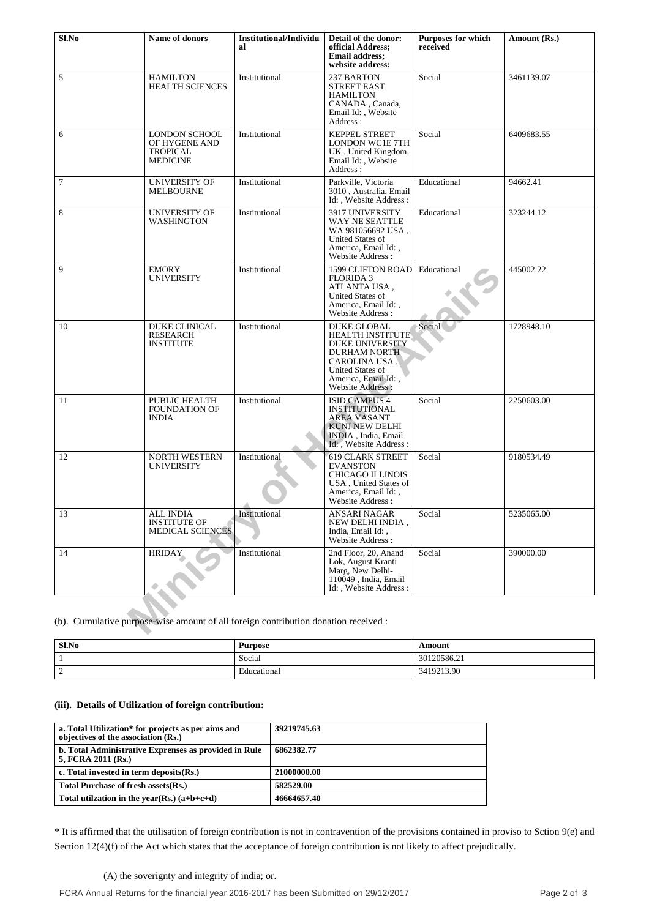| Sl.No | Name of donors | Institutional/Individual | Detail of the donor: official Address; Email address; website address: | Purposes for which received | Amount (Rs.) |
|---|---|---|---|---|---|
| 5 | HAMILTON HEALTH SCIENCES | Institutional | 237 BARTON STREET EAST HAMILTON CANADA , Canada, Email Id: , Website Address : | Social | 3461139.07 |
| 6 | LONDON SCHOOL OF HYGENE AND TROPICAL MEDICINE | Institutional | KEPPEL STREET LONDON WC1E 7TH UK , United Kingdom, Email Id: , Website Address : | Social | 6409683.55 |
| 7 | UNIVERSITY OF MELBOURNE | Institutional | Parkville, Victoria 3010 , Australia, Email Id: , Website Address : | Educational | 94662.41 |
| 8 | UNIVERSITY OF WASHINGTON | Institutional | 3917 UNIVERSITY WAY NE SEATTLE WA 981056692 USA , United States of America, Email Id: , Website Address : | Educational | 323244.12 |
| 9 | EMORY UNIVERSITY | Institutional | 1599 CLIFTON ROAD FLORIDA 3 ATLANTA USA , United States of America, Email Id: , Website Address : | Educational | 445002.22 |
| 10 | DUKE CLINICAL RESEARCH INSTITUTE | Institutional | DUKE GLOBAL HEALTH INSTITUTE DUKE UNIVERSITY DURHAM NORTH CAROLINA USA , United States of America, Email Id: , Website Address : | Social | 1728948.10 |
| 11 | PUBLIC HEALTH FOUNDATION OF INDIA | Institutional | ISID CAMPUS 4 INSTITUTIONAL AREA VASANT KUNJ NEW DELHI INDIA , India, Email Id: , Website Address : | Social | 2250603.00 |
| 12 | NORTH WESTERN UNIVERSITY | Institutional | 619 CLARK STREET EVANSTON CHICAGO ILLINOIS USA , United States of America, Email Id: , Website Address : | Social | 9180534.49 |
| 13 | ALL INDIA INSTITUTE OF MEDICAL SCIENCES | Institutional | ANSARI NAGAR NEW DELHI INDIA , India, Email Id: , Website Address : | Social | 5235065.00 |
| 14 | HRIDAY | Institutional | 2nd Floor, 20, Anand Lok, August Kranti Marg, New Delhi-110049 , India, Email Id: , Website Address : | Social | 390000.00 |

(b). Cumulative purpose-wise amount of all foreign contribution donation received :

| Sl.No | Purpose | Amount |
|---|---|---|
| 1 | Social | 30120586.21 |
| 2 | Educational | 3419213.90 |

**(iii). Details of Utilization of foreign contribution:**

| a. Total Utilization* for projects as per aims and objectives of the association (Rs.) | 39219745.63 |
|---|---|
| **b. Total Administrative Expenses as provided in Rule 5, FCRA 2011 (Rs.)** | **6862382.77** |
| **c. Total invested in term deposits(Rs.)** | **21000000.00** |
| **Total Purchase of fresh assets(Rs.)** | **582529.00** |
| **Total utilzation in the year(Rs.) (a+b+c+d)** | **46664657.40** |

* It is affirmed that the utilisation of foreign contribution is not in contravention of the provisions contained in proviso to Sction 9(e) and Section 12(4)(f) of the Act which states that the acceptance of foreign contribution is not likely to affect prejudically.

(A) the soverignty and integrity of india; or.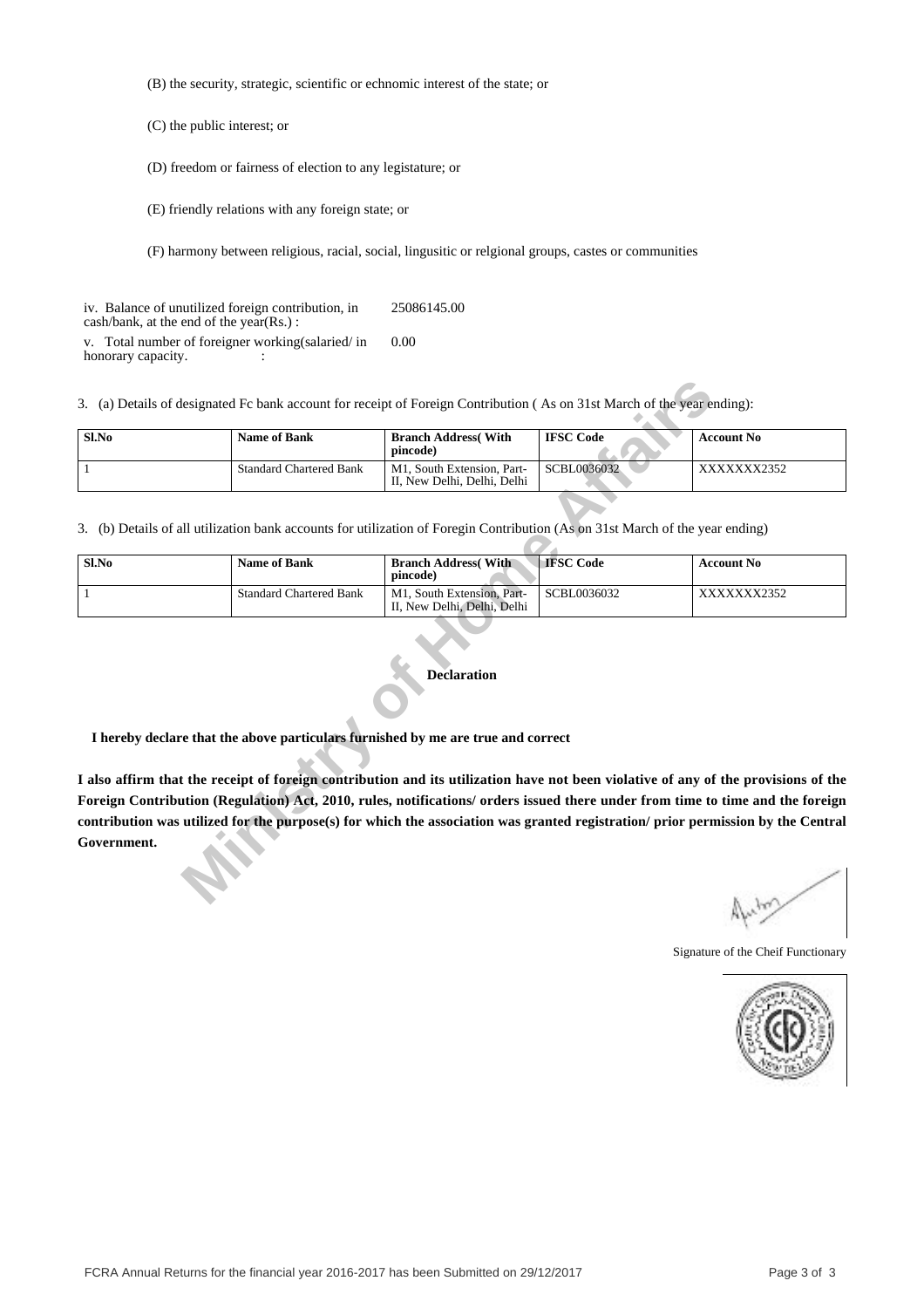(B) the security, strategic, scientific or echnomic interest of the state; or

(C) the public interest; or

(D) freedom or fairness of election to any legistature; or

(E) friendly relations with any foreign state; or

(F) harmony between religious, racial, social, lingusitic or relgional groups, castes or communities

| | |
|---|---|
| iv. Balance of unutilized foreign contribution, in cash/bank, at the end of the year(Rs.) : | 25086145.00 |
| v. Total number of foreigner working(salaried/ in honorary capacity. : | 0.00 |

3. (a) Details of designated Fc bank account for receipt of Foreign Contribution ( As on 31st March of the year ending):

| Sl.No | Name of Bank | Branch Address( With pincode) | IFSC Code | Account No |
|---|---|---|---|---|
| 1 | Standard Chartered Bank | M1, South Extension, Part-II, New Delhi, Delhi, Delhi | SCBL0036032 | XXXXXXX2352 |

3. (b) Details of all utilization bank accounts for utilization of Foregin Contribution (As on 31st March of the year ending)

| Sl.No | Name of Bank | Branch Address( With pincode) | IFSC Code | Account No |
|---|---|---|---|---|
| 1 | Standard Chartered Bank | M1, South Extension, Part-II, New Delhi, Delhi, Delhi | SCBL0036032 | XXXXXXX2352 |

**Declaration**

**I hereby declare that the above particulars furnished by me are true and correct**

**I also affirm that the receipt of foreign contribution and its utilization have not been violative of any of the provisions of the Foreign Contribution (Regulation) Act, 2010, rules, notifications/ orders issued there under from time to time and the foreign contribution was utilized for the purpose(s) for which the association was granted registration/ prior permission by the Central Government.**

Signature of the Cheif Functionary

FCRA Annual Returns for the financial year 2016-2017 has been Submitted on 29/12/2017